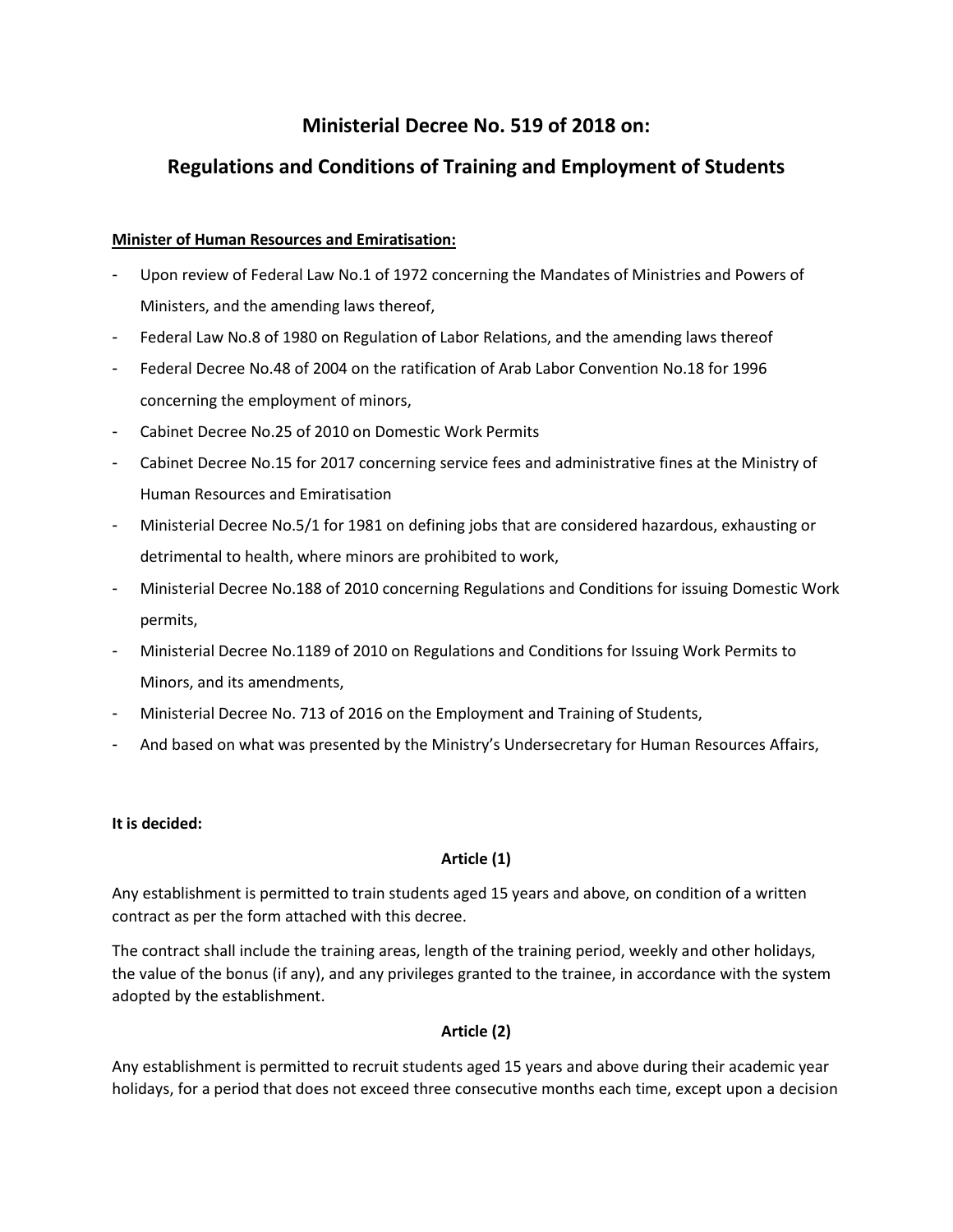# Ministerial Decree No. 519 of 2018 on:

## Regulations and Conditions of Training and Employment of Students

**Minister of Human Resources and Emiratisation:**

- Upon review of Federal Law No.1 of 1972 concerning the Mandates of Ministries and Powers of Ministers, and the amending laws thereof,
- Federal Law No.8 of 1980 on Regulation of Labor Relations, and the amending laws thereof
- Federal Decree No.48 of 2004 on the ratification of Arab Labor Convention No.18 for 1996 concerning the employment of minors,
- Cabinet Decree No.25 of 2010 on Domestic Work Permits
- Cabinet Decree No.15 for 2017 concerning service fees and administrative fines at the Ministry of Human Resources and Emiratisation
- Ministerial Decree No.5/1 for 1981 on defining jobs that are considered hazardous, exhausting or detrimental to health, where minors are prohibited to work,
- Ministerial Decree No.188 of 2010 concerning Regulations and Conditions for issuing Domestic Work permits,
- Ministerial Decree No.1189 of 2010 on Regulations and Conditions for Issuing Work Permits to Minors, and its amendments,
- Ministerial Decree No. 713 of 2016 on the Employment and Training of Students,
- And based on what was presented by the Ministry's Undersecretary for Human Resources Affairs,

**It is decided:**

**Article (1)**

Any establishment is permitted to train students aged 15 years and above, on condition of a written contract as per the form attached with this decree.

The contract shall include the training areas, length of the training period, weekly and other holidays, the value of the bonus (if any), and any privileges granted to the trainee, in accordance with the system adopted by the establishment.

**Article (2)**

Any establishment is permitted to recruit students aged 15 years and above during their academic year holidays, for a period that does not exceed three consecutive months each time, except upon a decision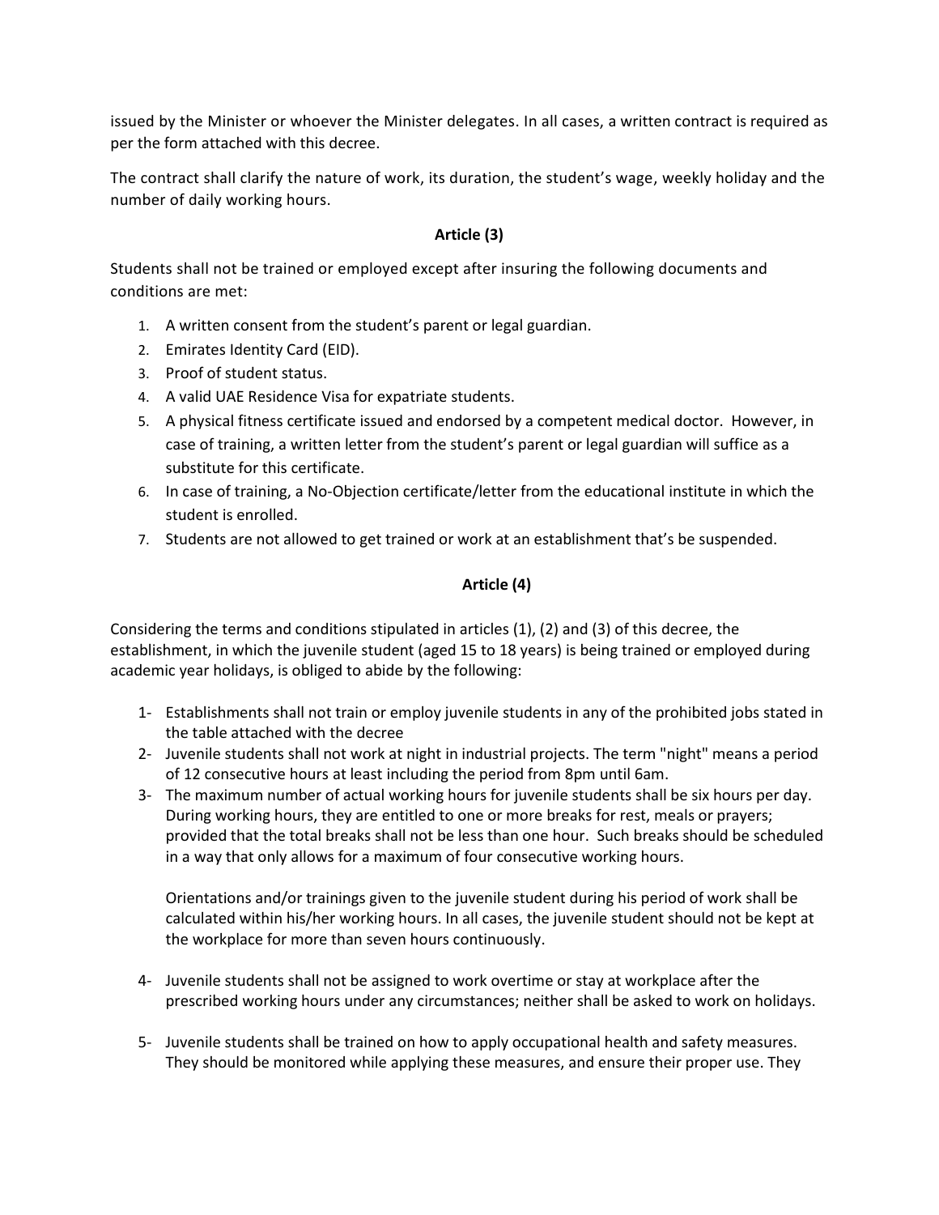issued by the Minister or whoever the Minister delegates. In all cases, a written contract is required as per the form attached with this decree.

The contract shall clarify the nature of work, its duration, the student's wage, weekly holiday and the number of daily working hours.

**Article (3)**

Students shall not be trained or employed except after insuring the following documents and conditions are met:

1. A written consent from the student's parent or legal guardian.
2. Emirates Identity Card (EID).
3. Proof of student status.
4. A valid UAE Residence Visa for expatriate students.
5. A physical fitness certificate issued and endorsed by a competent medical doctor. However, in case of training, a written letter from the student's parent or legal guardian will suffice as a substitute for this certificate.
6. In case of training, a No-Objection certificate/letter from the educational institute in which the student is enrolled.
7. Students are not allowed to get trained or work at an establishment that's be suspended.

**Article (4)**

Considering the terms and conditions stipulated in articles (1), (2) and (3) of this decree, the establishment, in which the juvenile student (aged 15 to 18 years) is being trained or employed during academic year holidays, is obliged to abide by the following:

1- Establishments shall not train or employ juvenile students in any of the prohibited jobs stated in the table attached with the decree

2- Juvenile students shall not work at night in industrial projects. The term "night" means a period of 12 consecutive hours at least including the period from 8pm until 6am.

3- The maximum number of actual working hours for juvenile students shall be six hours per day. During working hours, they are entitled to one or more breaks for rest, meals or prayers; provided that the total breaks shall not be less than one hour. Such breaks should be scheduled in a way that only allows for a maximum of four consecutive working hours.

   Orientations and/or trainings given to the juvenile student during his period of work shall be calculated within his/her working hours. In all cases, the juvenile student should not be kept at the workplace for more than seven hours continuously.

4- Juvenile students shall not be assigned to work overtime or stay at workplace after the prescribed working hours under any circumstances; neither shall be asked to work on holidays.

5- Juvenile students shall be trained on how to apply occupational health and safety measures. They should be monitored while applying these measures, and ensure their proper use. They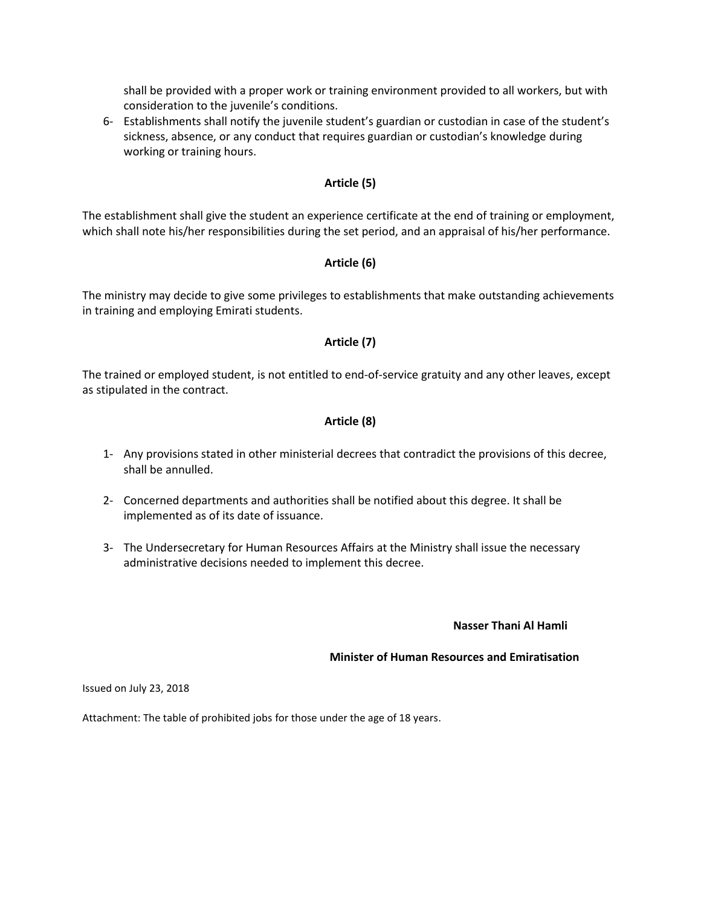shall be provided with a proper work or training environment provided to all workers, but with consideration to the juvenile's conditions.

6- Establishments shall notify the juvenile student's guardian or custodian in case of the student's sickness, absence, or any conduct that requires guardian or custodian's knowledge during working or training hours.

**Article (5)**

The establishment shall give the student an experience certificate at the end of training or employment, which shall note his/her responsibilities during the set period, and an appraisal of his/her performance.

**Article (6)**

The ministry may decide to give some privileges to establishments that make outstanding achievements in training and employing Emirati students.

**Article (7)**

The trained or employed student, is not entitled to end-of-service gratuity and any other leaves, except as stipulated in the contract.

**Article (8)**

1- Any provisions stated in other ministerial decrees that contradict the provisions of this decree, shall be annulled.

2- Concerned departments and authorities shall be notified about this degree. It shall be implemented as of its date of issuance.

3- The Undersecretary for Human Resources Affairs at the Ministry shall issue the necessary administrative decisions needed to implement this decree.

**Nasser Thani Al Hamli**

**Minister of Human Resources and Emiratisation**

Issued on July 23, 2018

Attachment: The table of prohibited jobs for those under the age of 18 years.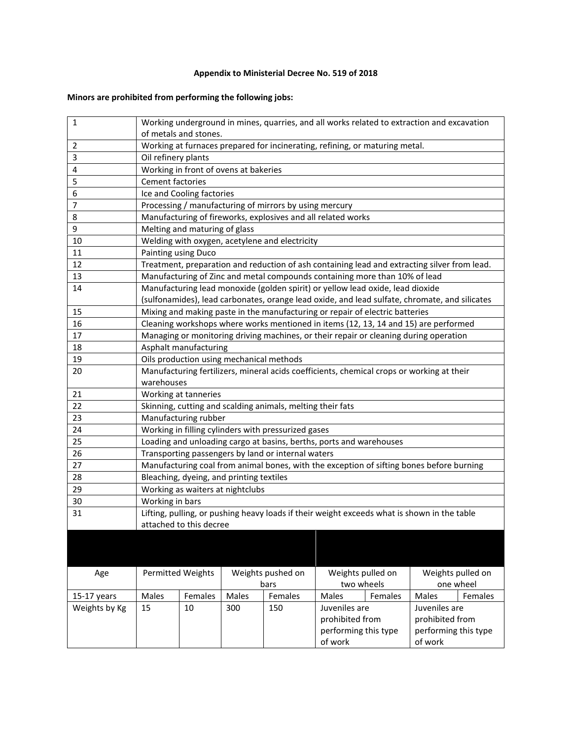**Appendix to Ministerial Decree No. 519 of 2018**

**Minors are prohibited from performing the following jobs:**

| | |
|---|---|
| 1 | Working underground in mines, quarries, and all works related to extraction and excavation of metals and stones. |
| 2 | Working at furnaces prepared for incinerating, refining, or maturing metal. |
| 3 | Oil refinery plants |
| 4 | Working in front of ovens at bakeries |
| 5 | Cement factories |
| 6 | Ice and Cooling factories |
| 7 | Processing / manufacturing of mirrors by using mercury |
| 8 | Manufacturing of fireworks, explosives and all related works |
| 9 | Melting and maturing of glass |
| 10 | Welding with oxygen, acetylene and electricity |
| 11 | Painting using Duco |
| 12 | Treatment, preparation and reduction of ash containing lead and extracting silver from lead. |
| 13 | Manufacturing of Zinc and metal compounds containing more than 10% of lead |
| 14 | Manufacturing lead monoxide (golden spirit) or yellow lead oxide, lead dioxide (sulfonamides), lead carbonates, orange lead oxide, and lead sulfate, chromate, and silicates |
| 15 | Mixing and making paste in the manufacturing or repair of electric batteries |
| 16 | Cleaning workshops where works mentioned in items (12, 13, 14 and 15) are performed |
| 17 | Managing or monitoring driving machines, or their repair or cleaning during operation |
| 18 | Asphalt manufacturing |
| 19 | Oils production using mechanical methods |
| 20 | Manufacturing fertilizers, mineral acids coefficients, chemical crops or working at their warehouses |
| 21 | Working at tanneries |
| 22 | Skinning, cutting and scalding animals, melting their fats |
| 23 | Manufacturing rubber |
| 24 | Working in filling cylinders with pressurized gases |
| 25 | Loading and unloading cargo at basins, berths, ports and warehouses |
| 26 | Transporting passengers by land or internal waters |
| 27 | Manufacturing coal from animal bones, with the exception of sifting bones before burning |
| 28 | Bleaching, dyeing, and printing textiles |
| 29 | Working as waiters at nightclubs |
| 30 | Working in bars |
| 31 | Lifting, pulling, or pushing heavy loads if their weight exceeds what is shown in the table attached to this decree |

| Age | Permitted Weights | | Weights pushed on bars | | Weights pulled on two wheels | | Weights pulled on one wheel | |
|---|---|---|---|---|---|---|---|---|
| 15-17 years | Males | Females | Males | Females | Males | Females | Males | Females |
| Weights by Kg | 15 | 10 | 300 | 150 | Juveniles are prohibited from performing this type of work | | Juveniles are prohibited from performing this type of work | |